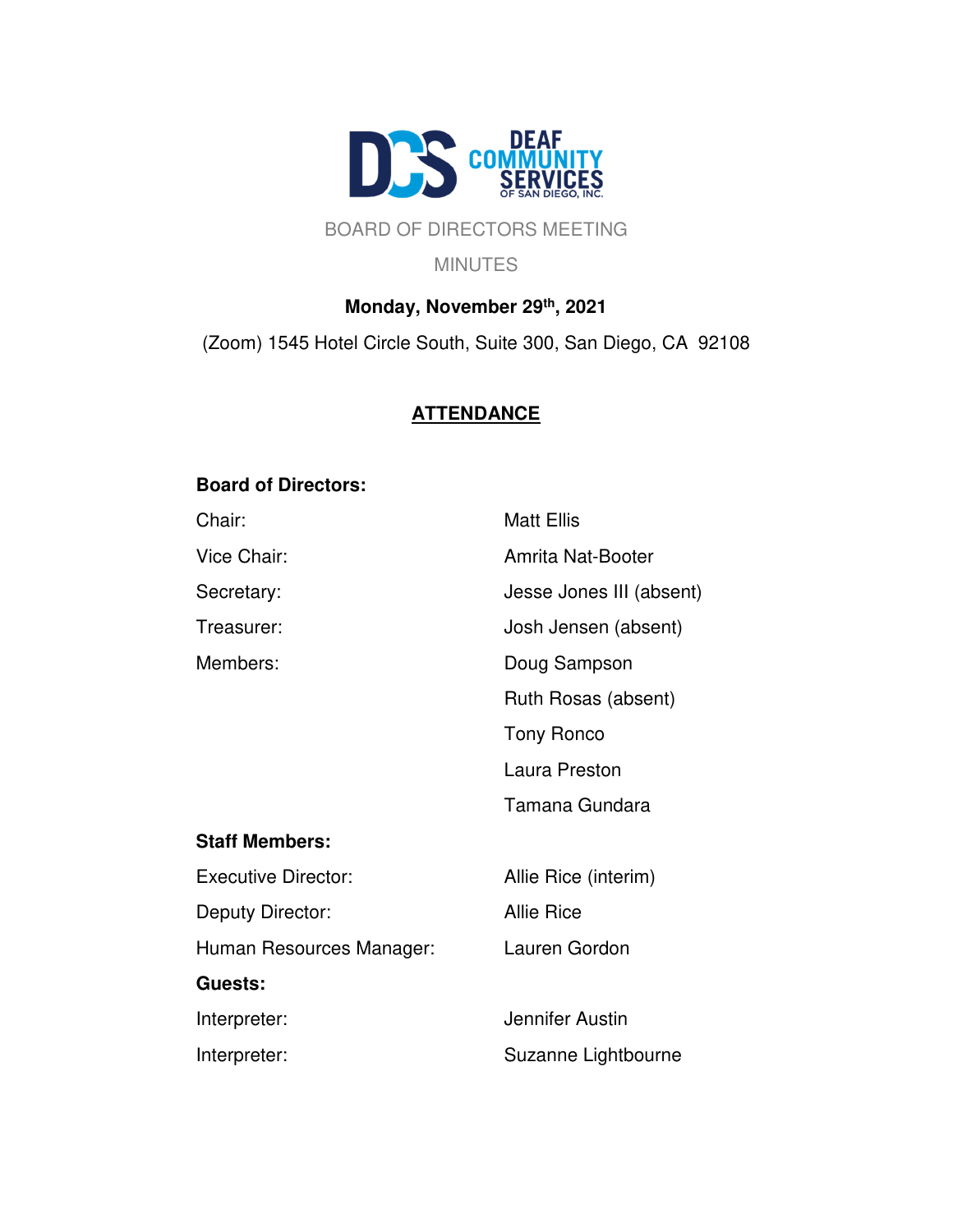DEAF COMMUNITY SERVICES OF SAN DIEGO, INC.

# BOARD OF DIRECTORS MEETING

## MINUTES

**Monday, November 29th, 2021**

(Zoom) 1545 Hotel Circle South, Suite 300, San Diego, CA 92108

## ATTENDANCE

**Board of Directors:**

| | |
|---|---|
| Chair: | Matt Ellis |
| Vice Chair: | Amrita Nat-Booter |
| Secretary: | Jesse Jones III (absent) |
| Treasurer: | Josh Jensen (absent) |
| Members: | Doug Sampson |
| | Ruth Rosas (absent) |
| | Tony Ronco |
| | Laura Preston |
| | Tamana Gundara |

**Staff Members:**

| | |
|---|---|
| Executive Director: | Allie Rice (interim) |
| Deputy Director: | Allie Rice |
| Human Resources Manager: | Lauren Gordon |

**Guests:**

| | |
|---|---|
| Interpreter: | Jennifer Austin |
| Interpreter: | Suzanne Lightbourne |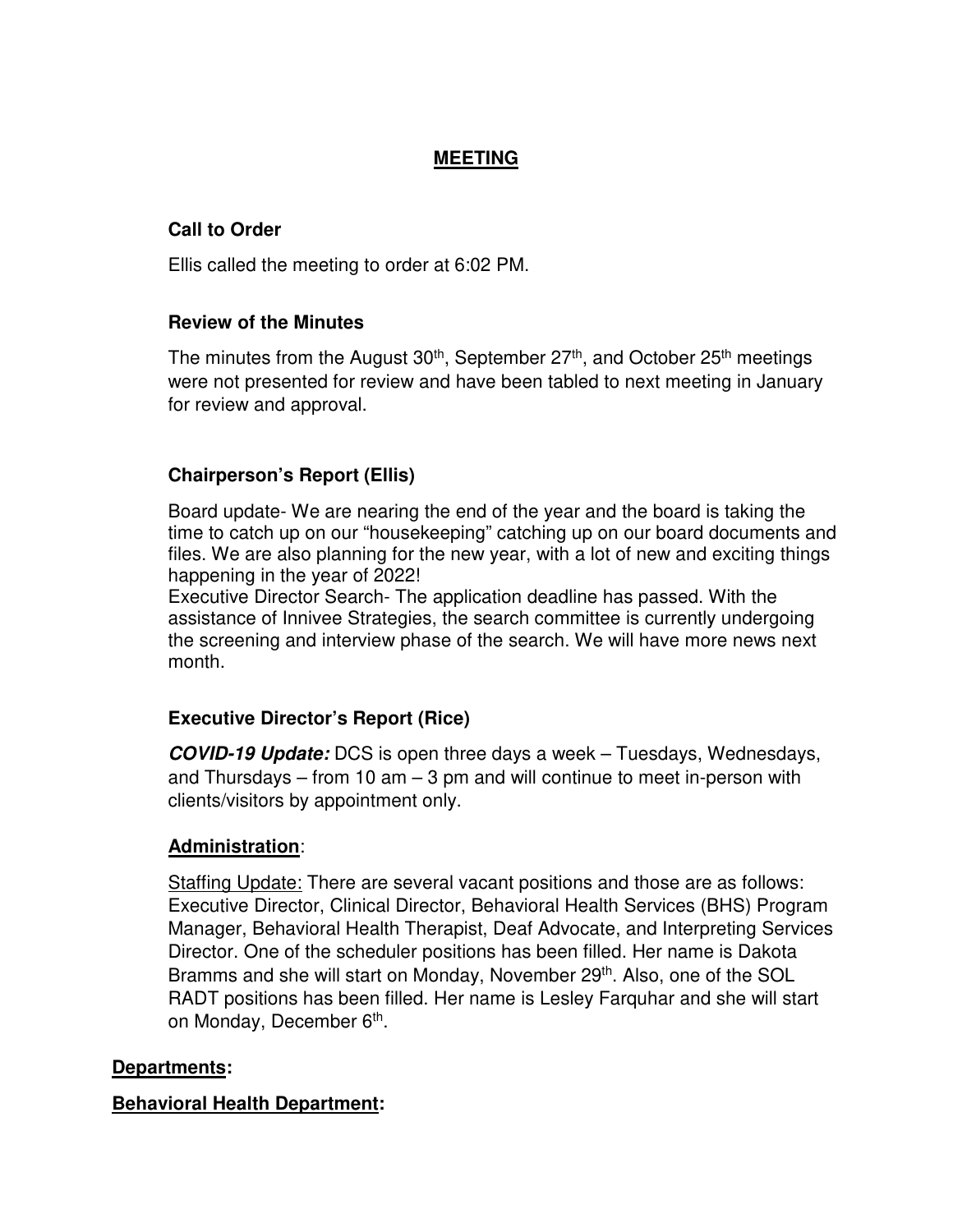## **MEETING**

### Call to Order

Ellis called the meeting to order at 6:02 PM.

### Review of the Minutes

The minutes from the August 30th, September 27th, and October 25th meetings were not presented for review and have been tabled to next meeting in January for review and approval.

### Chairperson's Report (Ellis)

Board update- We are nearing the end of the year and the board is taking the time to catch up on our "housekeeping" catching up on our board documents and files. We are also planning for the new year, with a lot of new and exciting things happening in the year of 2022!
Executive Director Search- The application deadline has passed. With the assistance of Innivee Strategies, the search committee is currently undergoing the screening and interview phase of the search. We will have more news next month.

### Executive Director's Report (Rice)

***COVID-19 Update:*** DCS is open three days a week – Tuesdays, Wednesdays, and Thursdays – from 10 am – 3 pm and will continue to meet in-person with clients/visitors by appointment only.

#### **Administration**:

Staffing Update: There are several vacant positions and those are as follows: Executive Director, Clinical Director, Behavioral Health Services (BHS) Program Manager, Behavioral Health Therapist, Deaf Advocate, and Interpreting Services Director. One of the scheduler positions has been filled. Her name is Dakota Bramms and she will start on Monday, November 29th. Also, one of the SOL RADT positions has been filled. Her name is Lesley Farquhar and she will start on Monday, December 6th.

## **Departments:**

## **Behavioral Health Department:**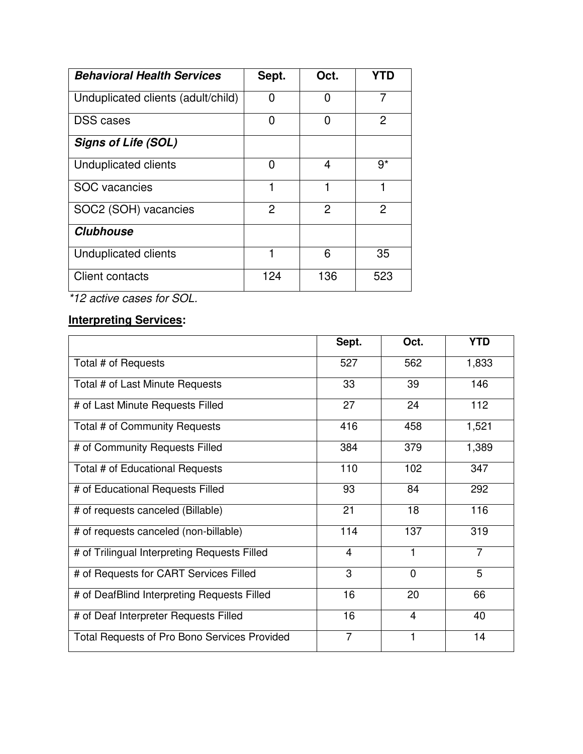| ***Behavioral Health Services*** | **Sept.** | **Oct.** | **YTD** |
|---|---|---|---|
| Unduplicated clients (adult/child) | 0 | 0 | 7 |
| DSS cases | 0 | 0 | 2 |
| ***Signs of Life (SOL)*** | | | |
| Unduplicated clients | 0 | 4 | 9* |
| SOC vacancies | 1 | 1 | 1 |
| SOC2 (SOH) vacancies | 2 | 2 | 2 |
| ***Clubhouse*** | | | |
| Unduplicated clients | 1 | 6 | 35 |
| Client contacts | 124 | 136 | 523 |

*\*12 active cases for SOL.*

**<u>Interpreting Services</u>:**

| | **Sept.** | **Oct.** | **YTD** |
|---|---|---|---|
| Total # of Requests | 527 | 562 | 1,833 |
| Total # of Last Minute Requests | 33 | 39 | 146 |
| # of Last Minute Requests Filled | 27 | 24 | 112 |
| Total # of Community Requests | 416 | 458 | 1,521 |
| # of Community Requests Filled | 384 | 379 | 1,389 |
| Total # of Educational Requests | 110 | 102 | 347 |
| # of Educational Requests Filled | 93 | 84 | 292 |
| # of requests canceled (Billable) | 21 | 18 | 116 |
| # of requests canceled (non-billable) | 114 | 137 | 319 |
| # of Trilingual Interpreting Requests Filled | 4 | 1 | 7 |
| # of Requests for CART Services Filled | 3 | 0 | 5 |
| # of DeafBlind Interpreting Requests Filled | 16 | 20 | 66 |
| # of Deaf Interpreter Requests Filled | 16 | 4 | 40 |
| Total Requests of Pro Bono Services Provided | 7 | 1 | 14 |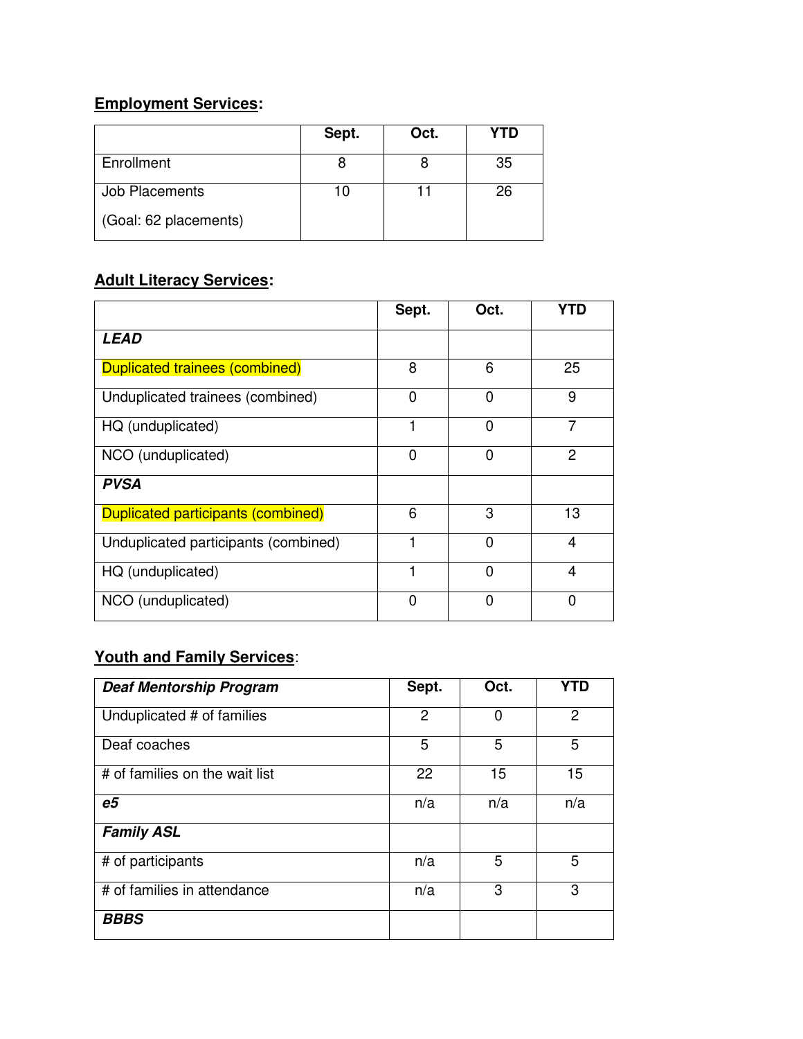**<u>Employment Services</u>:**

| | Sept. | Oct. | YTD |
|---|---|---|---|
| Enrollment | 8 | 8 | 35 |
| Job Placements (Goal: 62 placements) | 10 | 11 | 26 |

**<u>Adult Literacy Services</u>:**

| | Sept. | Oct. | YTD |
|---|---|---|---|
| ***LEAD*** | | | |
| Duplicated trainees (combined) | 8 | 6 | 25 |
| Unduplicated trainees (combined) | 0 | 0 | 9 |
| HQ (unduplicated) | 1 | 0 | 7 |
| NCO (unduplicated) | 0 | 0 | 2 |
| ***PVSA*** | | | |
| Duplicated participants (combined) | 6 | 3 | 13 |
| Unduplicated participants (combined) | 1 | 0 | 4 |
| HQ (unduplicated) | 1 | 0 | 4 |
| NCO (unduplicated) | 0 | 0 | 0 |

**<u>Youth and Family Services</u>**:

| ***Deaf Mentorship Program*** | Sept. | Oct. | YTD |
|---|---|---|---|
| Unduplicated # of families | 2 | 0 | 2 |
| Deaf coaches | 5 | 5 | 5 |
| # of families on the wait list | 22 | 15 | 15 |
| ***e5*** | n/a | n/a | n/a |
| ***Family ASL*** | | | |
| # of participants | n/a | 5 | 5 |
| # of families in attendance | n/a | 3 | 3 |
| ***BBBS*** | | | |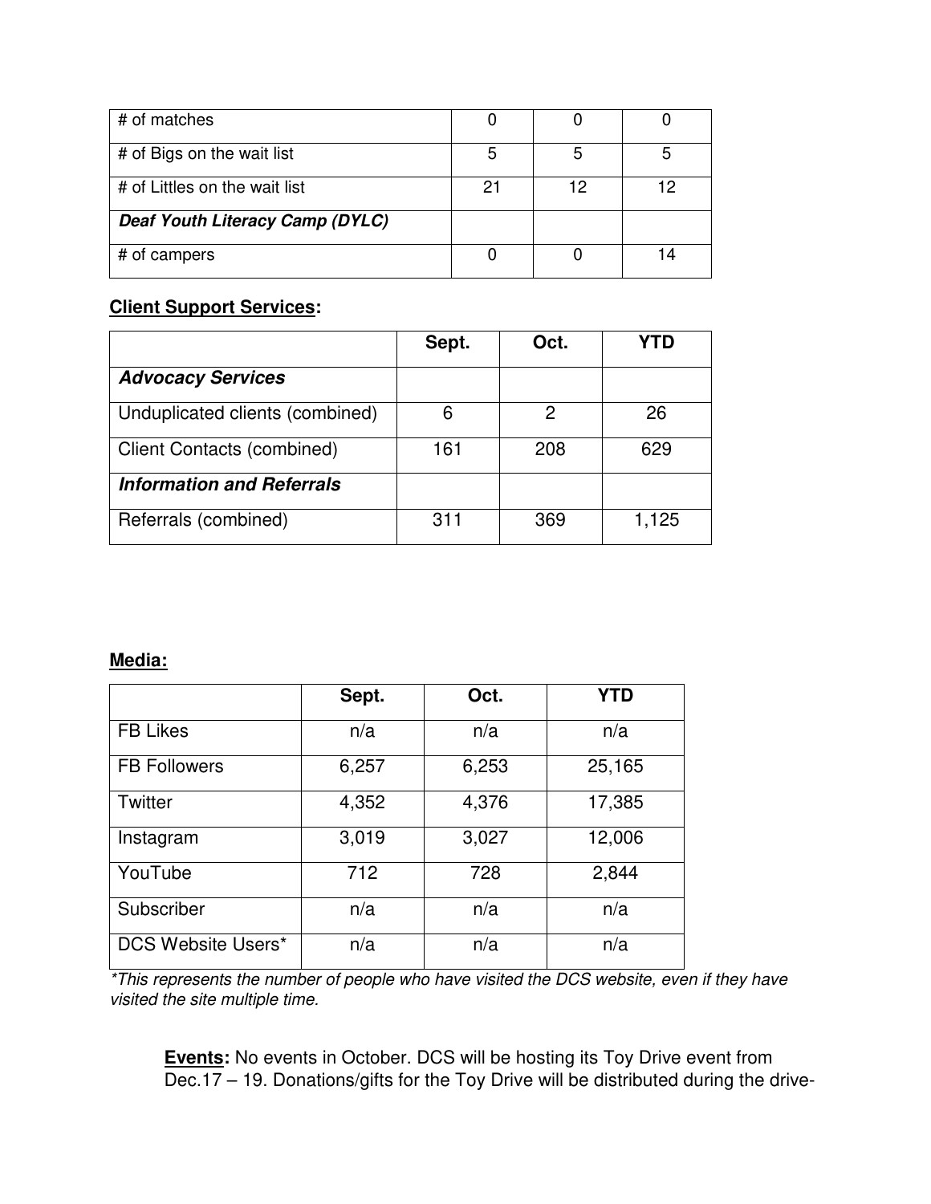| # of matches | 0 | 0 | 0 |
|---|---|---|---|
| # of Bigs on the wait list | 5 | 5 | 5 |
| # of Littles on the wait list | 21 | 12 | 12 |
| ***Deaf Youth Literacy Camp (DYLC)*** | | | |
| # of campers | 0 | 0 | 14 |

**Client Support Services:**

| | Sept. | Oct. | YTD |
|---|---|---|---|
| ***Advocacy Services*** | | | |
| Unduplicated clients (combined) | 6 | 2 | 26 |
| Client Contacts (combined) | 161 | 208 | 629 |
| ***Information and Referrals*** | | | |
| Referrals (combined) | 311 | 369 | 1,125 |

**Media:**

| | Sept. | Oct. | YTD |
|---|---|---|---|
| FB Likes | n/a | n/a | n/a |
| FB Followers | 6,257 | 6,253 | 25,165 |
| Twitter | 4,352 | 4,376 | 17,385 |
| Instagram | 3,019 | 3,027 | 12,006 |
| YouTube | 712 | 728 | 2,844 |
| Subscriber | n/a | n/a | n/a |
| DCS Website Users* | n/a | n/a | n/a |

*\*This represents the number of people who have visited the DCS website, even if they have visited the site multiple time.*

**Events:** No events in October. DCS will be hosting its Toy Drive event from Dec.17 – 19. Donations/gifts for the Toy Drive will be distributed during the drive-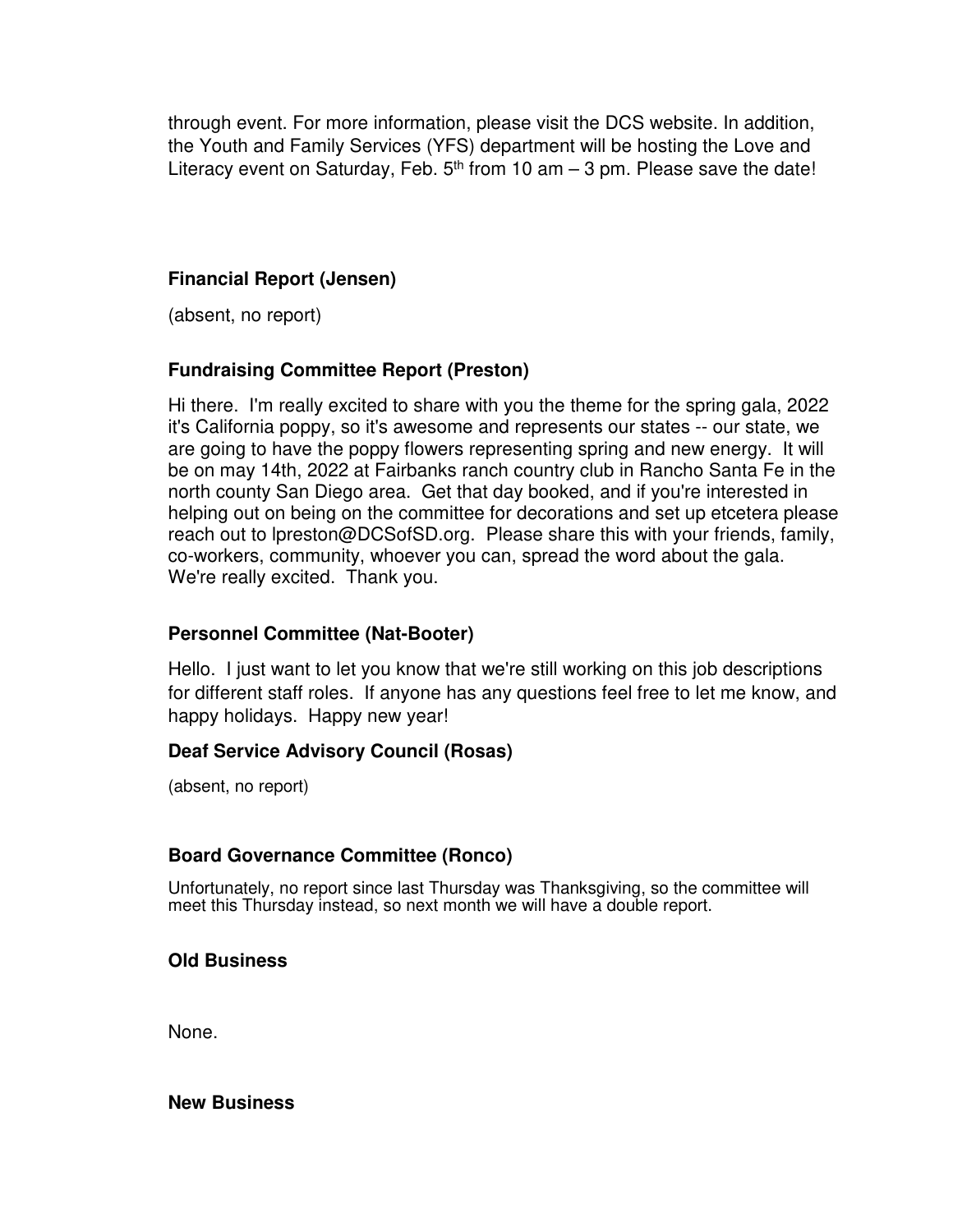through event. For more information, please visit the DCS website. In addition, the Youth and Family Services (YFS) department will be hosting the Love and Literacy event on Saturday, Feb. 5th from 10 am – 3 pm. Please save the date!

**Financial Report (Jensen)**

(absent, no report)

**Fundraising Committee Report (Preston)**

Hi there. I'm really excited to share with you the theme for the spring gala, 2022 it's California poppy, so it's awesome and represents our states -- our state, we are going to have the poppy flowers representing spring and new energy. It will be on may 14th, 2022 at Fairbanks ranch country club in Rancho Santa Fe in the north county San Diego area. Get that day booked, and if you're interested in helping out on being on the committee for decorations and set up etcetera please reach out to lpreston@DCSofSD.org. Please share this with your friends, family, co-workers, community, whoever you can, spread the word about the gala. We're really excited. Thank you.

**Personnel Committee (Nat-Booter)**

Hello. I just want to let you know that we're still working on this job descriptions for different staff roles. If anyone has any questions feel free to let me know, and happy holidays. Happy new year!

**Deaf Service Advisory Council (Rosas)**

(absent, no report)

**Board Governance Committee (Ronco)**

Unfortunately, no report since last Thursday was Thanksgiving, so the committee will meet this Thursday instead, so next month we will have a double report.

**Old Business**

None.

**New Business**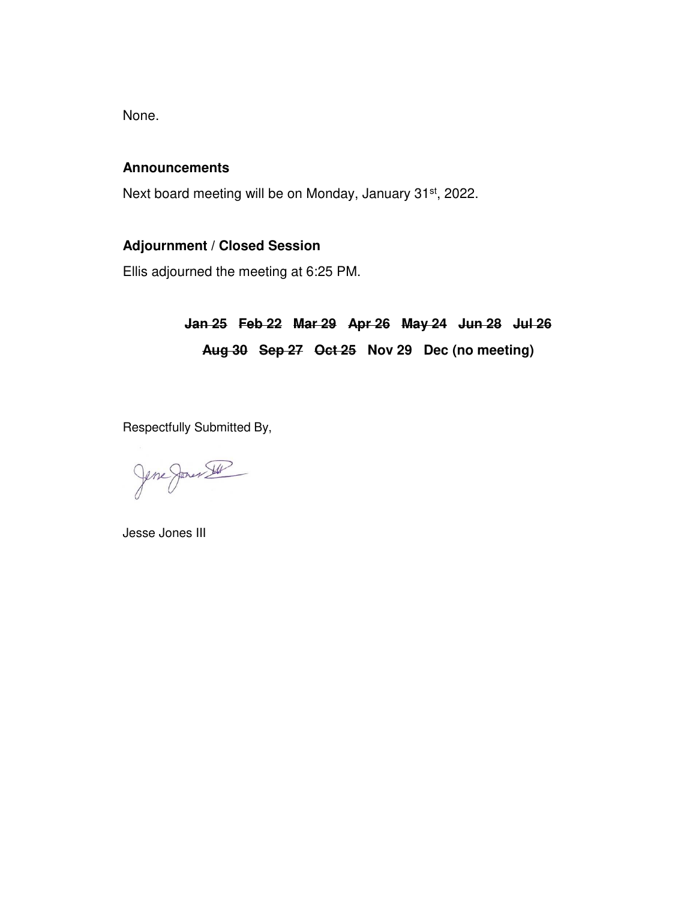None.

**Announcements**

Next board meeting will be on Monday, January 31st, 2022.

**Adjournment / Closed Session**

Ellis adjourned the meeting at 6:25 PM.

**~~Jan 25~~ ~~Feb 22~~ ~~Mar 29~~ ~~Apr 26~~ ~~May 24~~ ~~Jun 28~~ ~~Jul 26~~**

**~~Aug 30~~ ~~Sep 27~~ ~~Oct 25~~ Nov 29 Dec (no meeting)**

Respectfully Submitted By,

Jesse Jones III